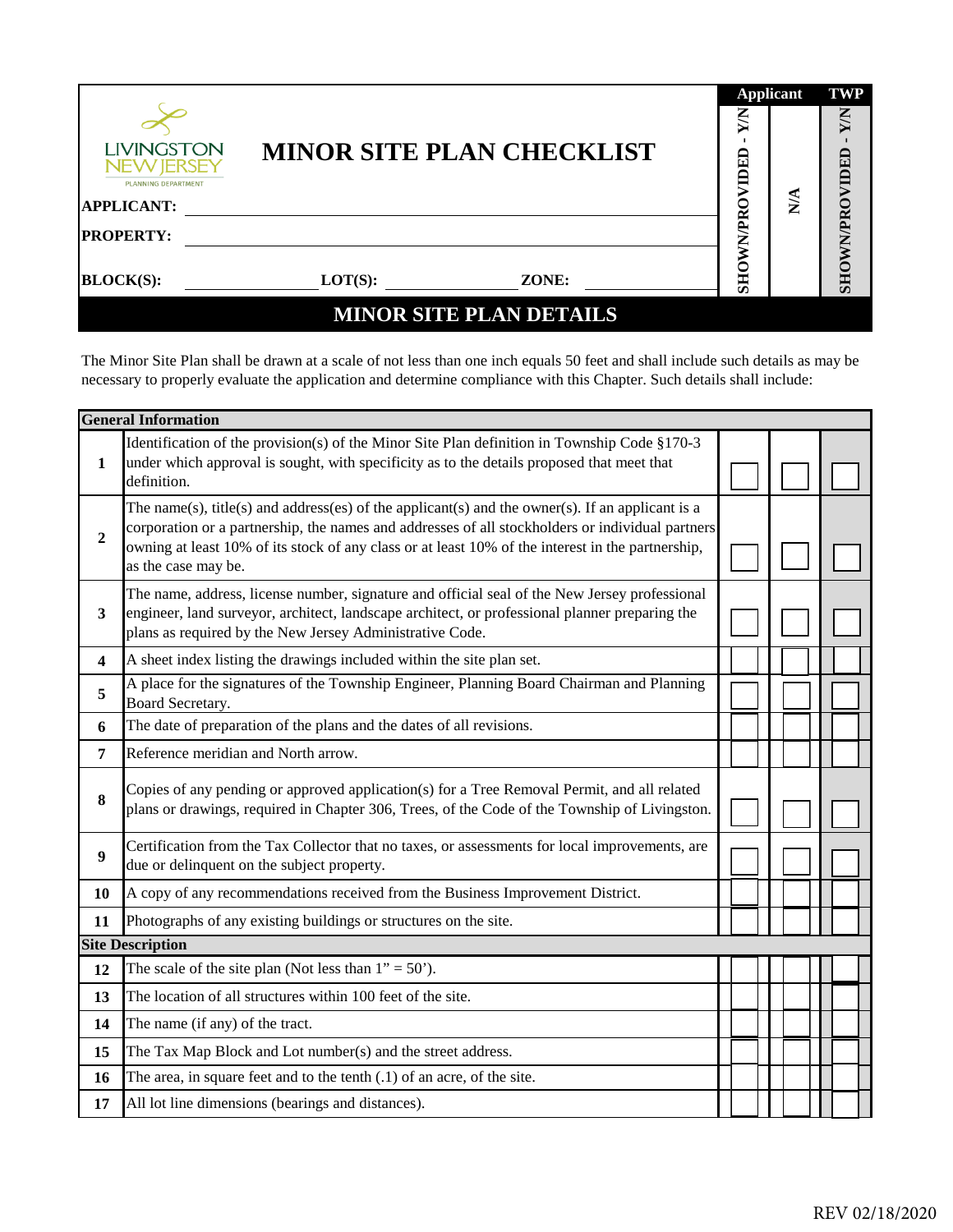LIVINGSTON NEW JERSEY
PLANNING DEPARTMENT

# MINOR SITE PLAN CHECKLIST

**APPLICANT:** ____________________

**PROPERTY:** ____________________

**BLOCK(S):** __________ **LOT(S):** __________ **ZONE:** __________

## MINOR SITE PLAN DETAILS

The Minor Site Plan shall be drawn at a scale of not less than one inch equals 50 feet and shall include such details as may be necessary to properly evaluate the application and determine compliance with this Chapter. Such details shall include:

| # | Item | Applicant: SHOWN/PROVIDED - Y/N | Applicant: N/A | TWP: SHOWN/PROVIDED - Y/N |
|---|---|---|---|---|
| **General Information** | | | | |
| **1** | Identification of the provision(s) of the Minor Site Plan definition in Township Code §170-3 under which approval is sought, with specificity as to the details proposed that meet that definition. | | | |
| **2** | The name(s), title(s) and address(es) of the applicant(s) and the owner(s). If an applicant is a corporation or a partnership, the names and addresses of all stockholders or individual partners owning at least 10% of its stock of any class or at least 10% of the interest in the partnership, as the case may be. | | | |
| **3** | The name, address, license number, signature and official seal of the New Jersey professional engineer, land surveyor, architect, landscape architect, or professional planner preparing the plans as required by the New Jersey Administrative Code. | | | |
| **4** | A sheet index listing the drawings included within the site plan set. | | | |
| **5** | A place for the signatures of the Township Engineer, Planning Board Chairman and Planning Board Secretary. | | | |
| **6** | The date of preparation of the plans and the dates of all revisions. | | | |
| **7** | Reference meridian and North arrow. | | | |
| **8** | Copies of any pending or approved application(s) for a Tree Removal Permit, and all related plans or drawings, required in Chapter 306, Trees, of the Code of the Township of Livingston. | | | |
| **9** | Certification from the Tax Collector that no taxes, or assessments for local improvements, are due or delinquent on the subject property. | | | |
| **10** | A copy of any recommendations received from the Business Improvement District. | | | |
| **11** | Photographs of any existing buildings or structures on the site. | | | |
| **Site Description** | | | | |
| **12** | The scale of the site plan (Not less than 1" = 50'). | | | |
| **13** | The location of all structures within 100 feet of the site. | | | |
| **14** | The name (if any) of the tract. | | | |
| **15** | The Tax Map Block and Lot number(s) and the street address. | | | |
| **16** | The area, in square feet and to the tenth (.1) of an acre, of the site. | | | |
| **17** | All lot line dimensions (bearings and distances). | | | |

REV 02/18/2020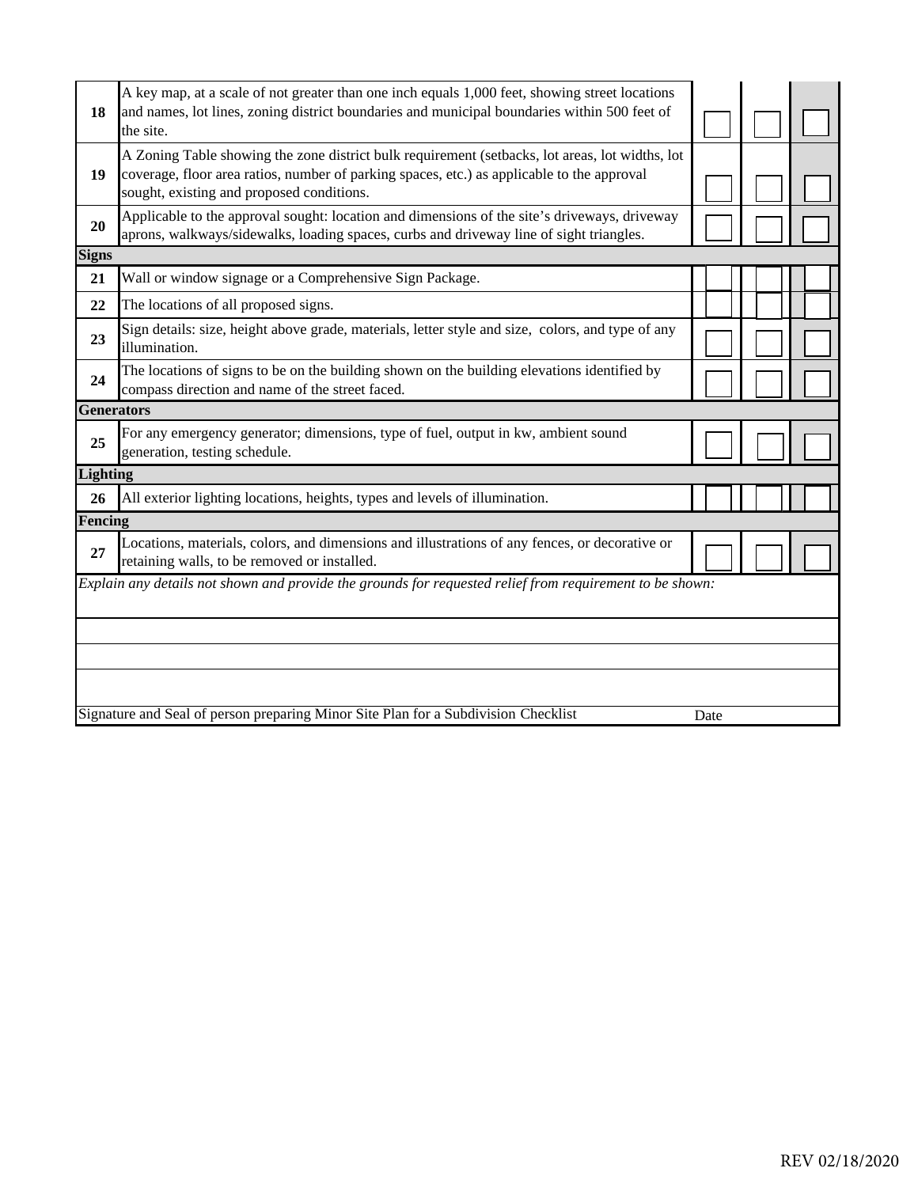| | | | | |
|---|---|---|---|---|
| 18 | A key map, at a scale of not greater than one inch equals 1,000 feet, showing street locations and names, lot lines, zoning district boundaries and municipal boundaries within 500 feet of the site. | ☐ | ☐ | ☐ |
| 19 | A Zoning Table showing the zone district bulk requirement (setbacks, lot areas, lot widths, lot coverage, floor area ratios, number of parking spaces, etc.) as applicable to the approval sought, existing and proposed conditions. | ☐ | ☐ | ☐ |
| 20 | Applicable to the approval sought: location and dimensions of the site's driveways, driveway aprons, walkways/sidewalks, loading spaces, curbs and driveway line of sight triangles. | ☐ | ☐ | ☐ |
| **Signs** | | | | |
| 21 | Wall or window signage or a Comprehensive Sign Package. | ☐ | ☐ | ☐ |
| 22 | The locations of all proposed signs. | ☐ | ☐ | ☐ |
| 23 | Sign details: size, height above grade, materials, letter style and size, colors, and type of any illumination. | ☐ | ☐ | ☐ |
| 24 | The locations of signs to be on the building shown on the building elevations identified by compass direction and name of the street faced. | ☐ | ☐ | ☐ |
| **Generators** | | | | |
| 25 | For any emergency generator; dimensions, type of fuel, output in kw, ambient sound generation, testing schedule. | ☐ | ☐ | ☐ |
| **Lighting** | | | | |
| 26 | All exterior lighting locations, heights, types and levels of illumination. | ☐ | ☐ | ☐ |
| **Fencing** | | | | |
| 27 | Locations, materials, colors, and dimensions and illustrations of any fences, or decorative or retaining walls, to be removed or installed. | ☐ | ☐ | ☐ |

*Explain any details not shown and provide the grounds for requested relief from requirement to be shown:*

Signature and Seal of person preparing Minor Site Plan for a Subdivision Checklist     Date

REV 02/18/2020